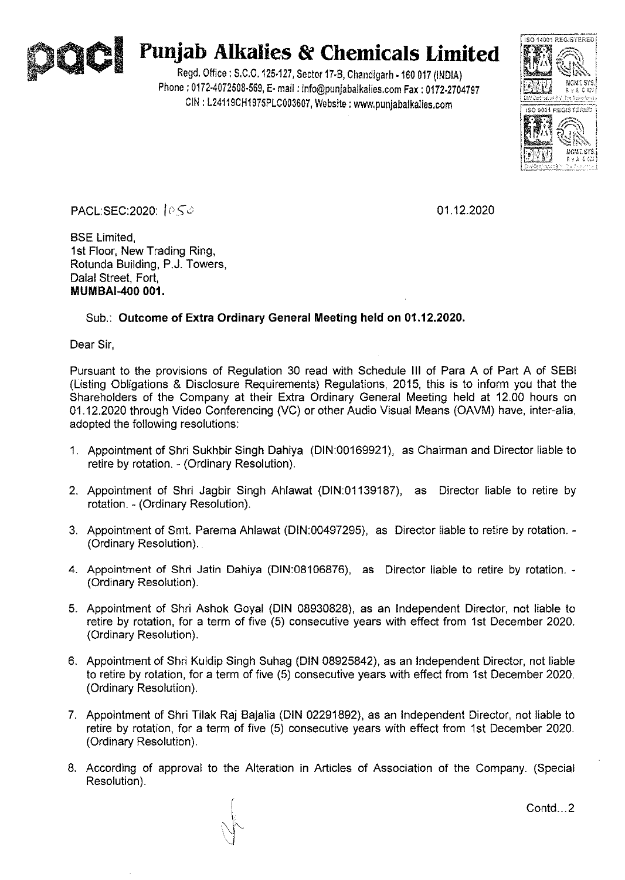# Punjab Alkalies & Chemicals Limited

Regd. Office : S.C.O. 125-127, Sector 17-B, Chandigarh - 160 017 (INDIA)
Phone : 0172-4072508-569, E- mail : info@punjabalkalies.com Fax : 0172-2704797
CIN : L24119CH1975PLC003607, Website : www.punjabalkalies.com

PACL:SEC:2020: 1050

01.12.2020

BSE Limited,
1st Floor, New Trading Ring,
Rotunda Building, P.J. Towers,
Dalal Street, Fort,
**MUMBAI-400 001.**

Sub.: **Outcome of Extra Ordinary General Meeting held on 01.12.2020.**

Dear Sir,

Pursuant to the provisions of Regulation 30 read with Schedule III of Para A of Part A of SEBI (Listing Obligations & Disclosure Requirements) Regulations, 2015, this is to inform you that the Shareholders of the Company at their Extra Ordinary General Meeting held at 12.00 hours on 01.12.2020 through Video Conferencing (VC) or other Audio Visual Means (OAVM) have, inter-alia, adopted the following resolutions:

1. Appointment of Shri Sukhbir Singh Dahiya (DIN:00169921), as Chairman and Director liable to retire by rotation. - (Ordinary Resolution).
2. Appointment of Shri Jagbir Singh Ahlawat (DIN:01139187), as Director liable to retire by rotation. - (Ordinary Resolution).
3. Appointment of Smt. Parerna Ahlawat (DIN:00497295), as Director liable to retire by rotation. - (Ordinary Resolution).
4. Appointment of Shri Jatin Dahiya (DIN:08106876), as Director liable to retire by rotation. - (Ordinary Resolution).
5. Appointment of Shri Ashok Goyal (DIN 08930828), as an Independent Director, not liable to retire by rotation, for a term of five (5) consecutive years with effect from 1st December 2020. (Ordinary Resolution).
6. Appointment of Shri Kuldip Singh Suhag (DIN 08925842), as an Independent Director, not liable to retire by rotation, for a term of five (5) consecutive years with effect from 1st December 2020. (Ordinary Resolution).
7. Appointment of Shri Tilak Raj Bajalia (DIN 02291892), as an Independent Director, not liable to retire by rotation, for a term of five (5) consecutive years with effect from 1st December 2020. (Ordinary Resolution).
8. According of approval to the Alteration in Articles of Association of the Company. (Special Resolution).

Contd...2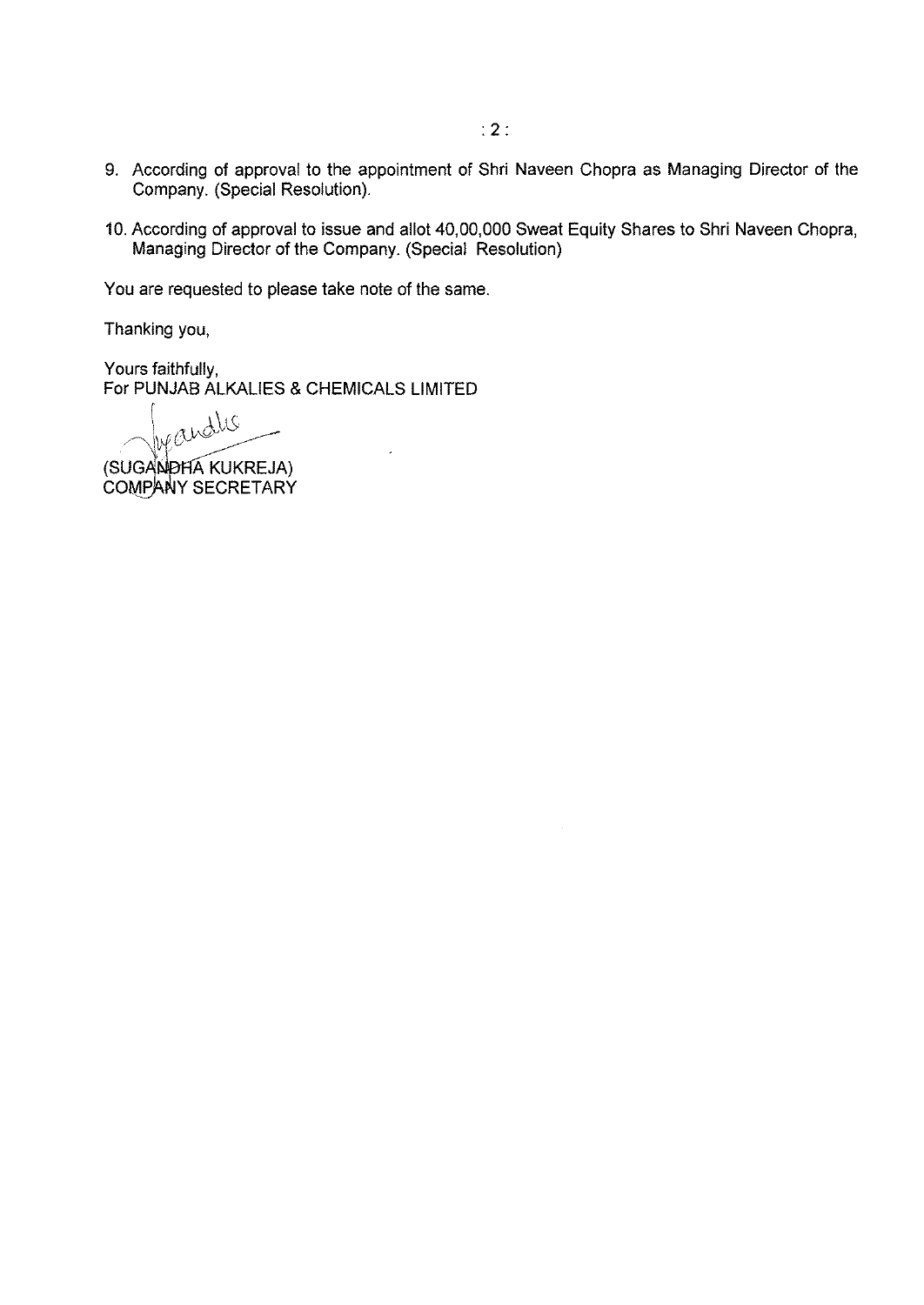9. According of approval to the appointment of Shri Naveen Chopra as Managing Director of the Company. (Special Resolution).

10. According of approval to issue and allot 40,00,000 Sweat Equity Shares to Shri Naveen Chopra, Managing Director of the Company. (Special Resolution)

You are requested to please take note of the same.

Thanking you,

Yours faithfully,
For PUNJAB ALKALIES & CHEMICALS LIMITED

(SUGANDHA KUKREJA)
COMPANY SECRETARY